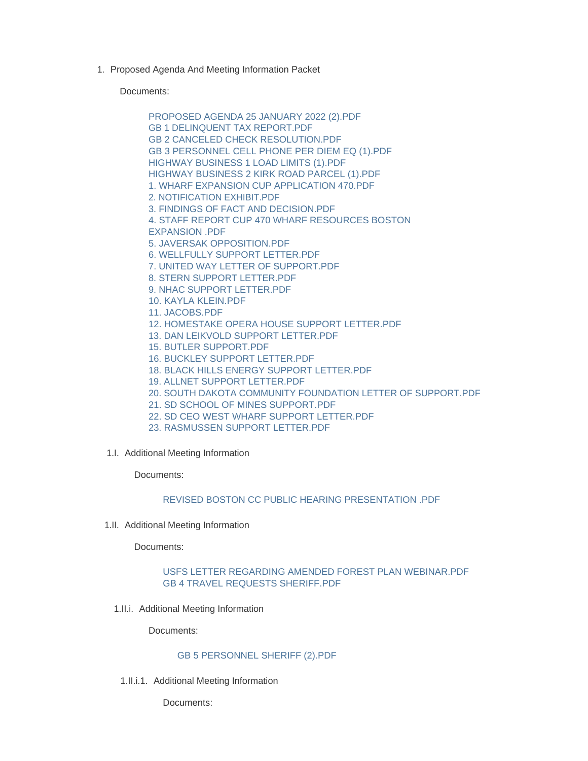1. Proposed Agenda And Meeting Information Packet

   Documents:

   - PROPOSED AGENDA 25 JANUARY 2022 (2).PDF
   - GB 1 DELINQUENT TAX REPORT.PDF
   - GB 2 CANCELED CHECK RESOLUTION.PDF
   - GB 3 PERSONNEL CELL PHONE PER DIEM EQ (1).PDF
   - HIGHWAY BUSINESS 1 LOAD LIMITS (1).PDF
   - HIGHWAY BUSINESS 2 KIRK ROAD PARCEL (1).PDF
   - 1. WHARF EXPANSION CUP APPLICATION 470.PDF
   - 2. NOTIFICATION EXHIBIT.PDF
   - 3. FINDINGS OF FACT AND DECISION.PDF
   - 4. STAFF REPORT CUP 470 WHARF RESOURCES BOSTON EXPANSION .PDF
   - 5. JAVERSAK OPPOSITION.PDF
   - 6. WELLFULLY SUPPORT LETTER.PDF
   - 7. UNITED WAY LETTER OF SUPPORT.PDF
   - 8. STERN SUPPORT LETTER.PDF
   - 9. NHAC SUPPORT LETTER.PDF
   - 10. KAYLA KLEIN.PDF
   - 11. JACOBS.PDF
   - 12. HOMESTAKE OPERA HOUSE SUPPORT LETTER.PDF
   - 13. DAN LEIKVOLD SUPPORT LETTER.PDF
   - 15. BUTLER SUPPORT.PDF
   - 16. BUCKLEY SUPPORT LETTER.PDF
   - 18. BLACK HILLS ENERGY SUPPORT LETTER.PDF
   - 19. ALLNET SUPPORT LETTER.PDF
   - 20. SOUTH DAKOTA COMMUNITY FOUNDATION LETTER OF SUPPORT.PDF
   - 21. SD SCHOOL OF MINES SUPPORT.PDF
   - 22. SD CEO WEST WHARF SUPPORT LETTER.PDF
   - 23. RASMUSSEN SUPPORT LETTER.PDF

1.I. Additional Meeting Information

   Documents:

   - REVISED BOSTON CC PUBLIC HEARING PRESENTATION .PDF

1.II. Additional Meeting Information

   Documents:

   - USFS LETTER REGARDING AMENDED FOREST PLAN WEBINAR.PDF
   - GB 4 TRAVEL REQUESTS SHERIFF.PDF

1.II.i. Additional Meeting Information

   Documents:

   - GB 5 PERSONNEL SHERIFF (2).PDF

1.II.i.1. Additional Meeting Information

   Documents: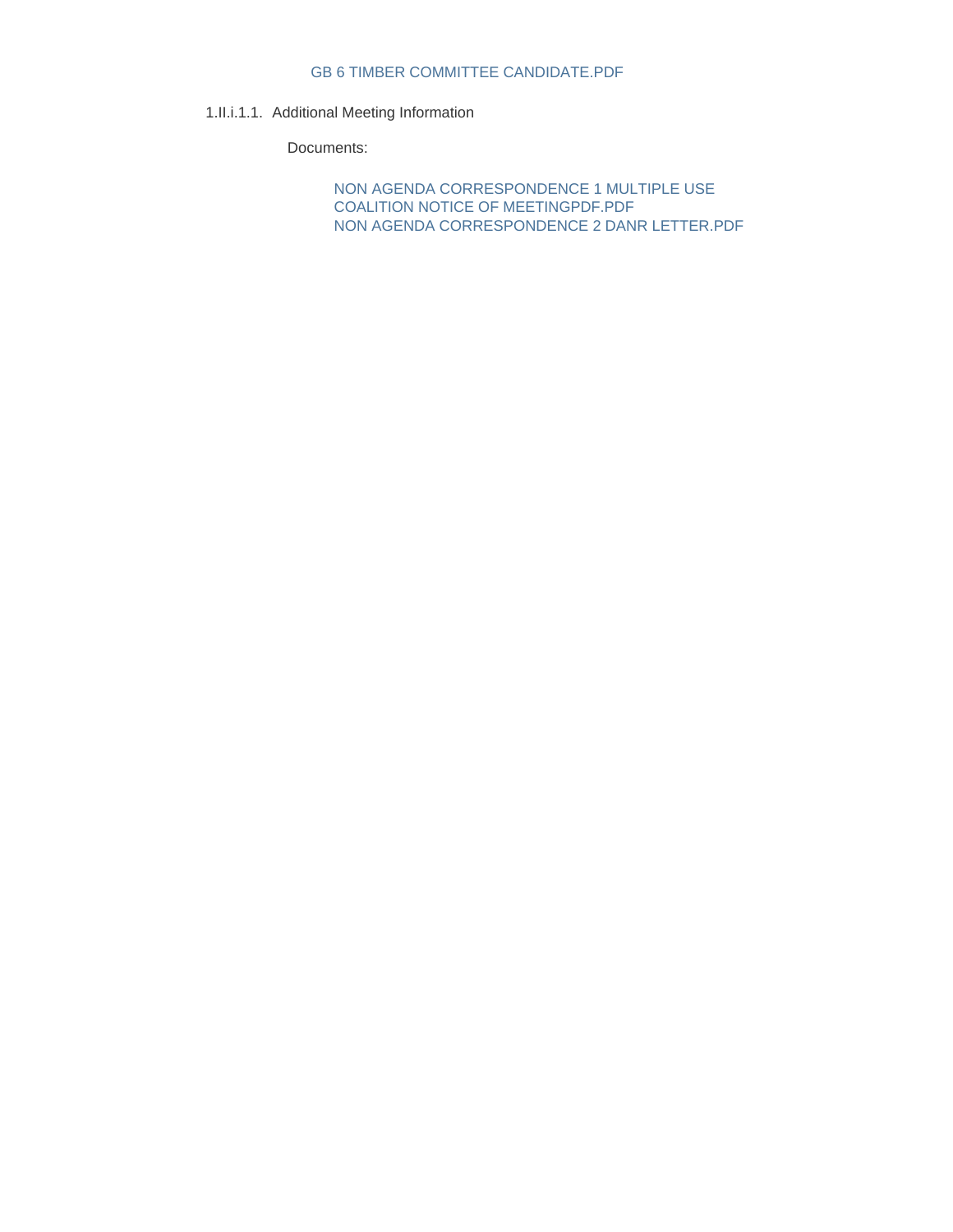GB 6 TIMBER COMMITTEE CANDIDATE.PDF

1.II.i.1.1. Additional Meeting Information

Documents:

NON AGENDA CORRESPONDENCE 1 MULTIPLE USE COALITION NOTICE OF MEETINGPDF.PDF
NON AGENDA CORRESPONDENCE 2 DANR LETTER.PDF